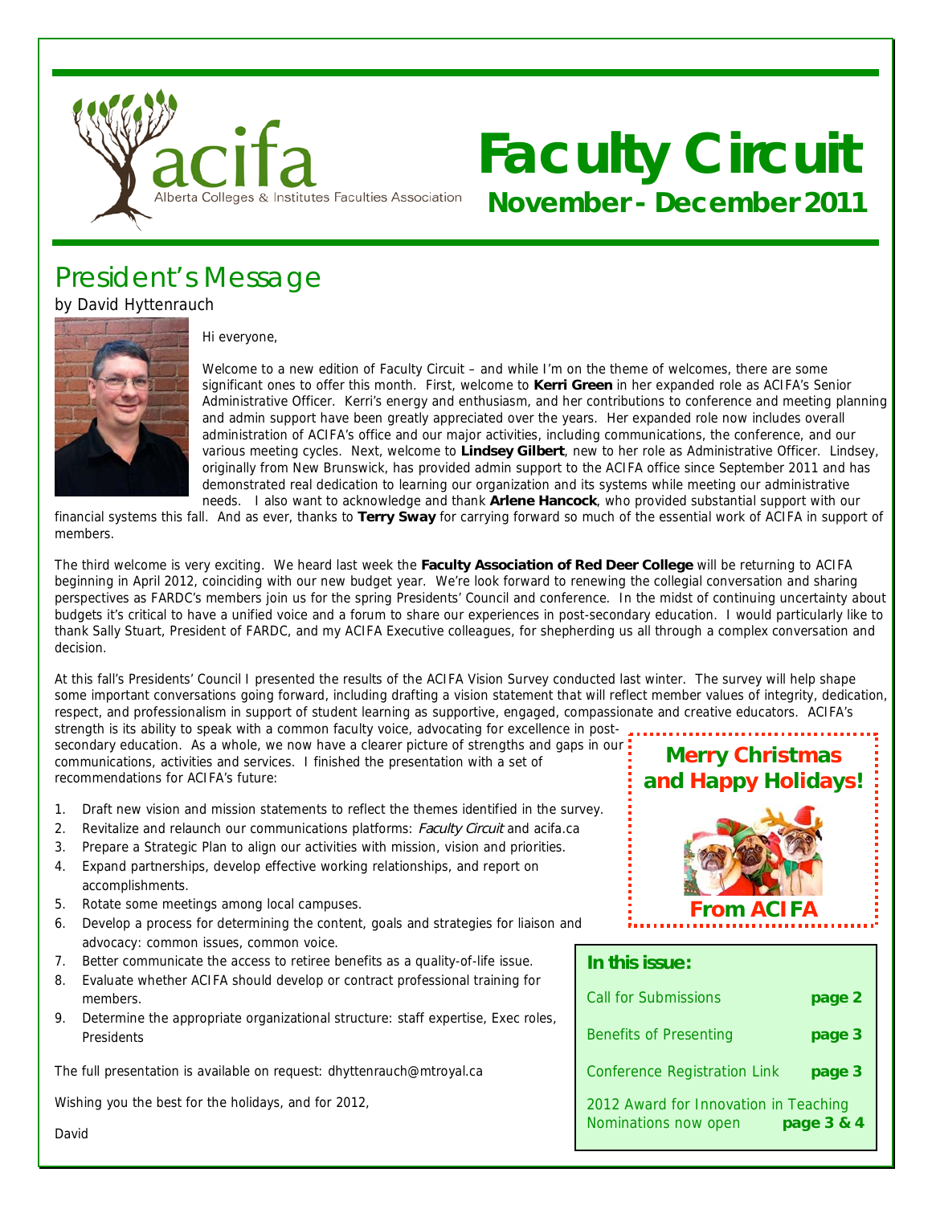acifa
Alberta Colleges & Institutes Faculties Association

# Faculty Circuit

**November - December 2011**

## President's Message

by David Hyttenrauch

Hi everyone,

Welcome to a new edition of Faculty Circuit – and while I'm on the theme of welcomes, there are some significant ones to offer this month. First, welcome to **Kerri Green** in her expanded role as ACIFA's Senior Administrative Officer. Kerri's energy and enthusiasm, and her contributions to conference and meeting planning and admin support have been greatly appreciated over the years. Her expanded role now includes overall administration of ACIFA's office and our major activities, including communications, the conference, and our various meeting cycles. Next, welcome to **Lindsey Gilbert**, new to her role as Administrative Officer. Lindsey, originally from New Brunswick, has provided admin support to the ACIFA office since September 2011 and has demonstrated real dedication to learning our organization and its systems while meeting our administrative needs. I also want to acknowledge and thank **Arlene Hancock**, who provided substantial support with our financial systems this fall. And as ever, thanks to **Terry Sway** for carrying forward so much of the essential work of ACIFA in support of members.

The third welcome is very exciting. We heard last week the **Faculty Association of Red Deer College** will be returning to ACIFA beginning in April 2012, coinciding with our new budget year. We're look forward to renewing the collegial conversation and sharing perspectives as FARDC's members join us for the spring Presidents' Council and conference. In the midst of continuing uncertainty about budgets it's critical to have a unified voice and a forum to share our experiences in post-secondary education. I would particularly like to thank Sally Stuart, President of FARDC, and my ACIFA Executive colleagues, for shepherding us all through a complex conversation and decision.

At this fall's Presidents' Council I presented the results of the ACIFA Vision Survey conducted last winter. The survey will help shape some important conversations going forward, including drafting a vision statement that will reflect member values of integrity, dedication, respect, and professionalism in support of student learning as supportive, engaged, compassionate and creative educators. ACIFA's strength is its ability to speak with a common faculty voice, advocating for excellence in post-secondary education. As a whole, we now have a clearer picture of strengths and gaps in our communications, activities and services. I finished the presentation with a set of recommendations for ACIFA's future:

1. Draft new vision and mission statements to reflect the themes identified in the survey.
2. Revitalize and relaunch our communications platforms: *Faculty Circuit* and acifa.ca
3. Prepare a Strategic Plan to align our activities with mission, vision and priorities.
4. Expand partnerships, develop effective working relationships, and report on accomplishments.
5. Rotate some meetings among local campuses.
6. Develop a process for determining the content, goals and strategies for liaison and advocacy: common issues, common voice.
7. Better communicate the access to retiree benefits as a quality-of-life issue.
8. Evaluate whether ACIFA should develop or contract professional training for members.
9. Determine the appropriate organizational structure: staff expertise, Exec roles, Presidents

The full presentation is available on request: dhyttenrauch@mtroyal.ca

Wishing you the best for the holidays, and for 2012,

David

**Merry Christmas and Happy Holidays!**

**From ACIFA**

### In this issue:

| | |
|---|---|
| Call for Submissions | **page 2** |
| Benefits of Presenting | **page 3** |
| Conference Registration Link | **page 3** |
| 2012 Award for Innovation in Teaching Nominations now open | **page 3 & 4** |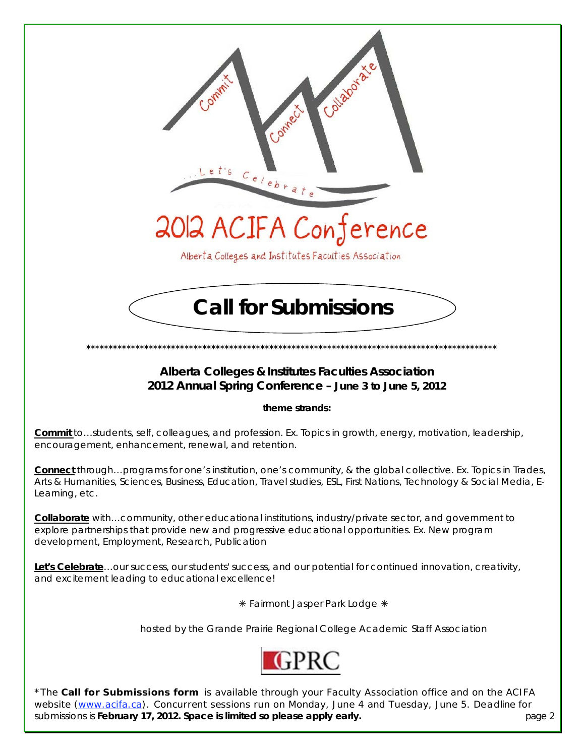Commit Connect Collaborate

...Let's Celebrate

# 2012 ACIFA Conference

Alberta Colleges and Institutes Faculties Association

## Call for Submissions

*************************************************************************************************

**Alberta Colleges & Institutes Faculties Association**
**2012 Annual Spring Conference – June 3 to June 5, 2012**

**theme strands:**

**Commit** to…students, self, colleagues, and profession. Ex. Topics in growth, energy, motivation, leadership, encouragement, enhancement, renewal, and retention.

**Connect** through…programs for one's institution, one's community, & the global collective. Ex. Topics in Trades, Arts & Humanities, Sciences, Business, Education, Travel studies, ESL, First Nations, Technology & Social Media, E-Learning, etc.

**Collaborate** with…community, other educational institutions, industry/private sector, and government to explore partnerships that provide new and progressive educational opportunities. Ex. New program development, Employment, Research, Publication

**Let's Celebrate**…our success, our students' success, and our potential for continued innovation, creativity, and excitement leading to educational excellence!

✳ Fairmont Jasper Park Lodge ✳

hosted by the Grande Prairie Regional College Academic Staff Association

GPRC

*The **Call for Submissions form** is available through your Faculty Association office and on the ACIFA website (www.acifa.ca). Concurrent sessions run on Monday, June 4 and Tuesday, June 5. Deadline for submissions is **February 17, 2012. Space is limited so please apply early.**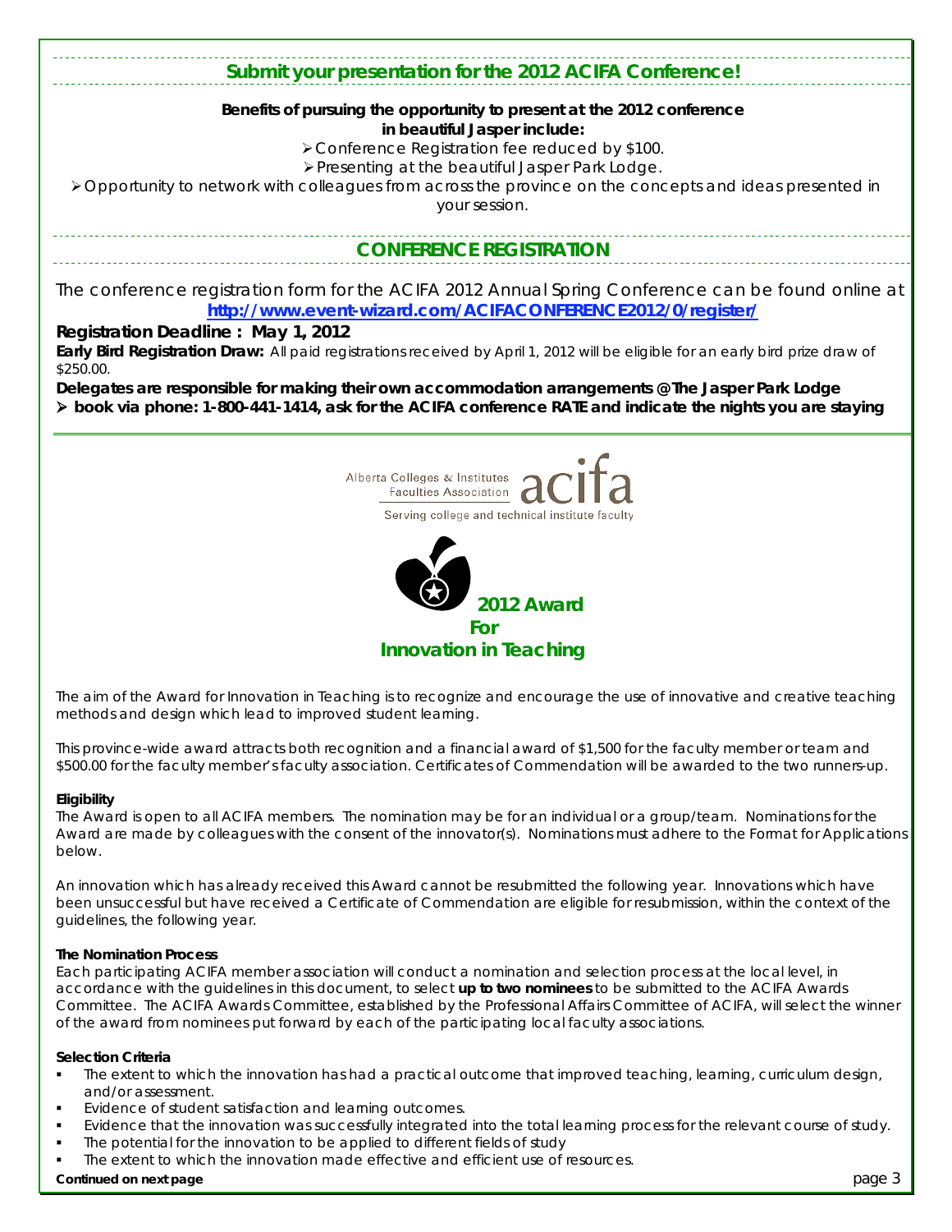## Submit your presentation for the 2012 ACIFA Conference!

**Benefits of pursuing the opportunity to present at the 2012 conference in beautiful Jasper include:**

- Conference Registration fee reduced by $100.
- Presenting at the beautiful Jasper Park Lodge.
- Opportunity to network with colleagues from across the province on the concepts and ideas presented in your session.

## CONFERENCE REGISTRATION

The conference registration form for the ACIFA 2012 Annual Spring Conference can be found online at **http://www.event-wizard.com/ACIFACONFERENCE2012/0/register/**

**Registration Deadline : May 1, 2012**

**Early Bird Registration Draw:** All paid registrations received by April 1, 2012 will be eligible for an early bird prize draw of $250.00.

**Delegates are responsible for making their own accommodation arrangements @ The Jasper Park Lodge**

- **book via phone: 1-800-441-1414, ask for the ACIFA conference RATE and indicate the nights you are staying**

---

Alberta Colleges & Institutes Faculties Association **acifa**

Serving college and technical institute faculty

## 2012 Award For Innovation in Teaching

The aim of the Award for Innovation in Teaching is to recognize and encourage the use of innovative and creative teaching methods and design which lead to improved student learning.

This province-wide award attracts both recognition and a financial award of $1,500 for the faculty member or team and $500.00 for the faculty member's faculty association. Certificates of Commendation will be awarded to the two runners-up.

### Eligibility

The Award is open to all ACIFA members. The nomination may be for an individual or a group/team. Nominations for the Award are made by colleagues with the consent of the innovator(s). Nominations must adhere to the Format for Applications below.

An innovation which has already received this Award cannot be resubmitted the following year. Innovations which have been unsuccessful but have received a Certificate of Commendation are eligible for resubmission, within the context of the guidelines, the following year.

### The Nomination Process

Each participating ACIFA member association will conduct a nomination and selection process at the local level, in accordance with the guidelines in this document, to select **up to two nominees** to be submitted to the ACIFA Awards Committee. The ACIFA Awards Committee, established by the Professional Affairs Committee of ACIFA, will select the winner of the award from nominees put forward by each of the participating local faculty associations.

### Selection Criteria

- The extent to which the innovation has had a practical outcome that improved teaching, learning, curriculum design, and/or assessment.
- Evidence of student satisfaction and learning outcomes.
- Evidence that the innovation was successfully integrated into the total learning process for the relevant course of study.
- The potential for the innovation to be applied to different fields of study
- The extent to which the innovation made effective and efficient use of resources.

**Continued on next page**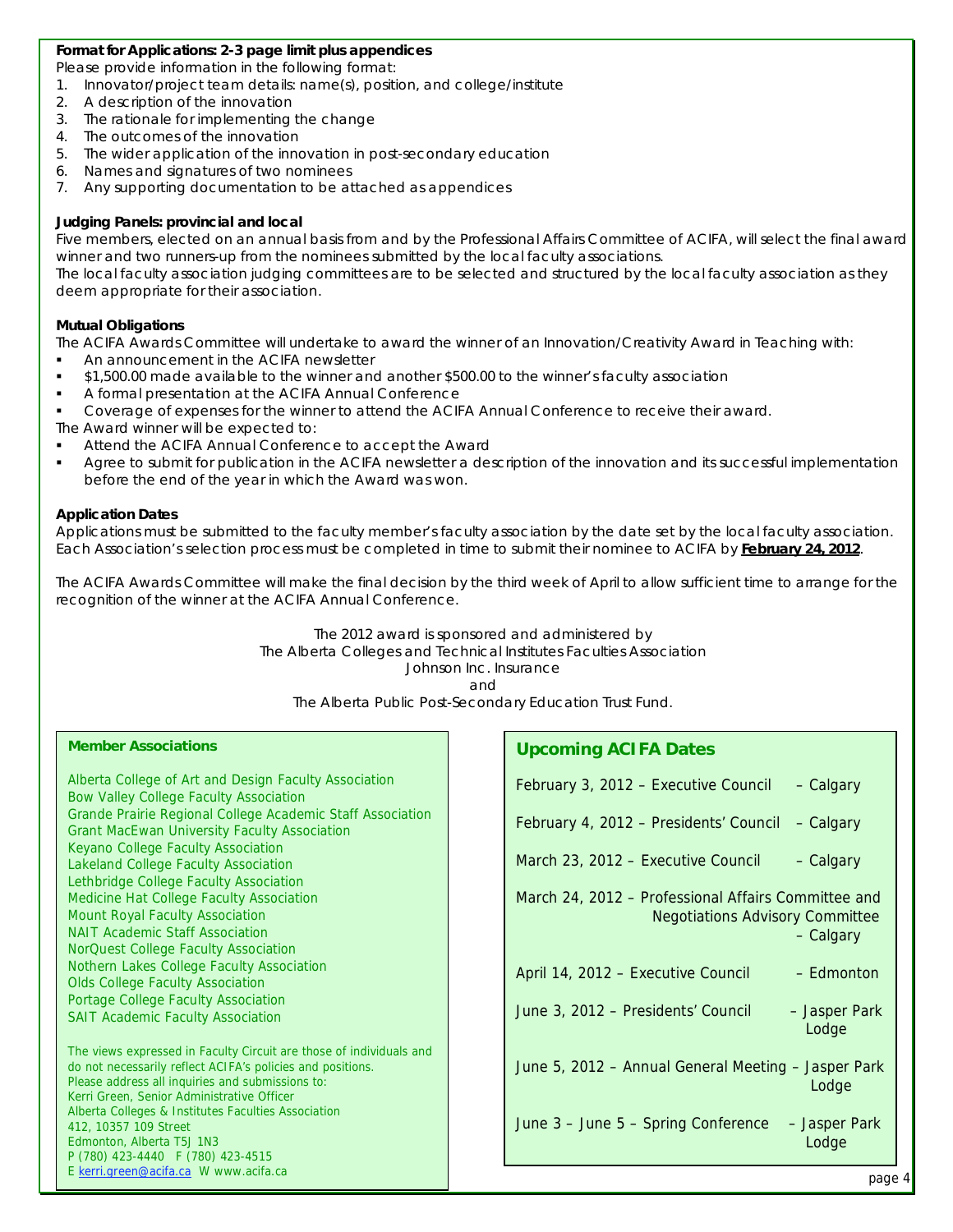**Format for Applications: 2-3 page limit plus appendices**

Please provide information in the following format:

1. Innovator/project team details: name(s), position, and college/institute
2. A description of the innovation
3. The rationale for implementing the change
4. The outcomes of the innovation
5. The wider application of the innovation in post-secondary education
6. Names and signatures of two nominees
7. Any supporting documentation to be attached as appendices

**Judging Panels: provincial and local**

Five members, elected on an annual basis from and by the Professional Affairs Committee of ACIFA, will select the final award winner and two runners-up from the nominees submitted by the local faculty associations.

The local faculty association judging committees are to be selected and structured by the local faculty association as they deem appropriate for their association.

**Mutual Obligations**

The ACIFA Awards Committee will undertake to award the winner of an Innovation/Creativity Award in Teaching with:

- An announcement in the ACIFA newsletter
- $1,500.00 made available to the winner and another $500.00 to the winner's faculty association
- A formal presentation at the ACIFA Annual Conference
- Coverage of expenses for the winner to attend the ACIFA Annual Conference to receive their award.

The Award winner will be expected to:

- Attend the ACIFA Annual Conference to accept the Award
- Agree to submit for publication in the ACIFA newsletter a description of the innovation and its successful implementation before the end of the year in which the Award was won.

**Application Dates**

Applications must be submitted to the faculty member's faculty association by the date set by the local faculty association. Each Association's selection process must be completed in time to submit their nominee to ACIFA by **February 24, 2012**.

The ACIFA Awards Committee will make the final decision by the third week of April to allow sufficient time to arrange for the recognition of the winner at the ACIFA Annual Conference.

The 2012 award is sponsored and administered by
The Alberta Colleges and Technical Institutes Faculties Association
Johnson Inc. Insurance
and
The Alberta Public Post-Secondary Education Trust Fund.

**Member Associations**

Alberta College of Art and Design Faculty Association
Bow Valley College Faculty Association
Grande Prairie Regional College Academic Staff Association
Grant MacEwan University Faculty Association
Keyano College Faculty Association
Lakeland College Faculty Association
Lethbridge College Faculty Association
Medicine Hat College Faculty Association
Mount Royal Faculty Association
NAIT Academic Staff Association
NorQuest College Faculty Association
Nothern Lakes College Faculty Association
Olds College Faculty Association
Portage College Faculty Association
SAIT Academic Faculty Association

The views expressed in Faculty Circuit are those of individuals and do not necessarily reflect ACIFA's policies and positions.
Please address all inquiries and submissions to:
Kerri Green, Senior Administrative Officer
Alberta Colleges & Institutes Faculties Association
412, 10357 109 Street
Edmonton, Alberta T5J 1N3
P (780) 423-4440 F (780) 423-4515
E kerri.green@acifa.ca W www.acifa.ca

## Upcoming ACIFA Dates

February 3, 2012 – Executive Council – Calgary

February 4, 2012 – Presidents' Council – Calgary

March 23, 2012 – Executive Council – Calgary

March 24, 2012 – Professional Affairs Committee and Negotiations Advisory Committee – Calgary

April 14, 2012 – Executive Council – Edmonton

June 3, 2012 – Presidents' Council – Jasper Park Lodge

June 5, 2012 – Annual General Meeting – Jasper Park Lodge

June 3 – June 5 – Spring Conference – Jasper Park Lodge